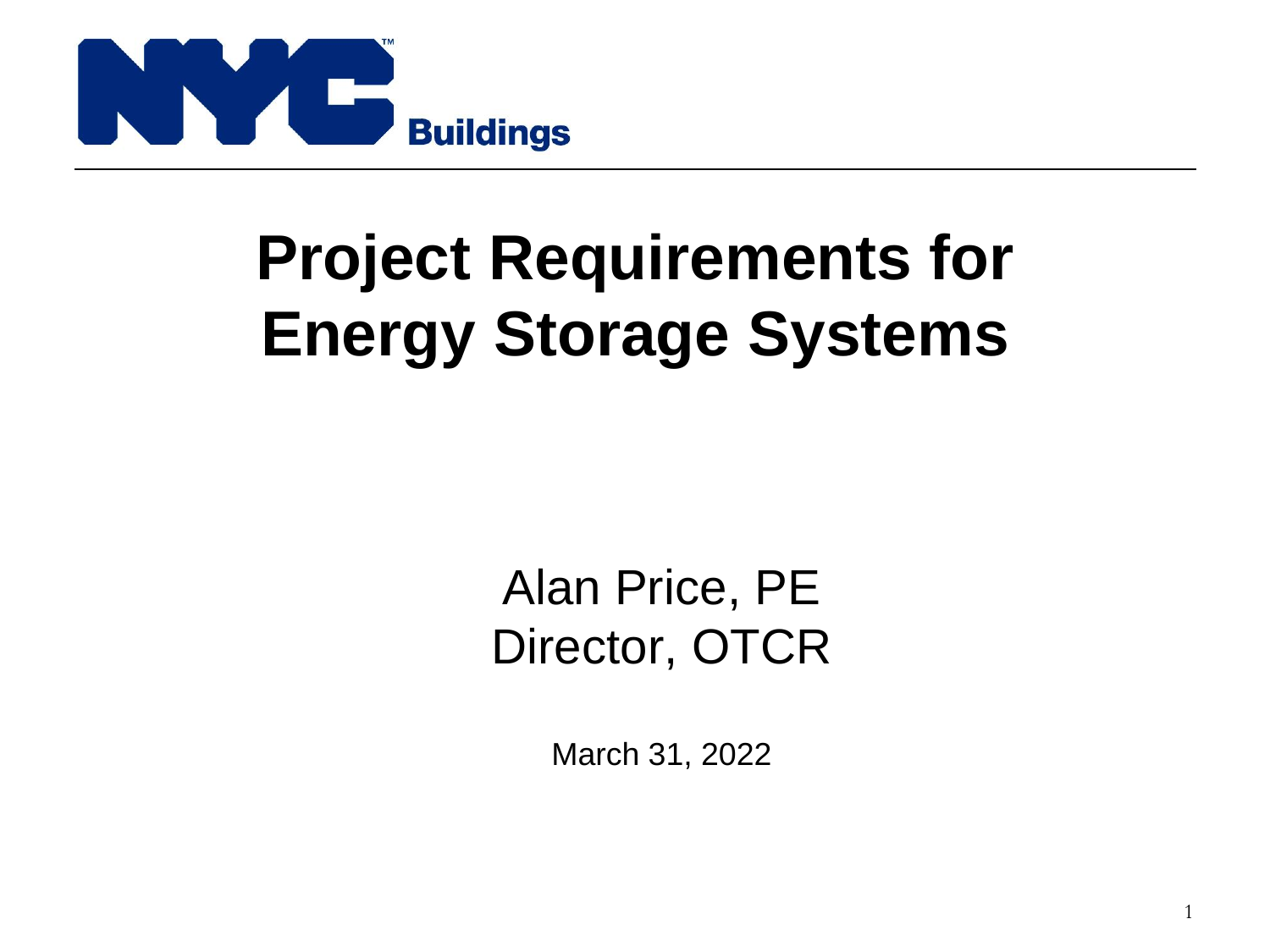NYC Buildings

# Project Requirements for Energy Storage Systems

Alan Price, PE
Director, OTCR

March 31, 2022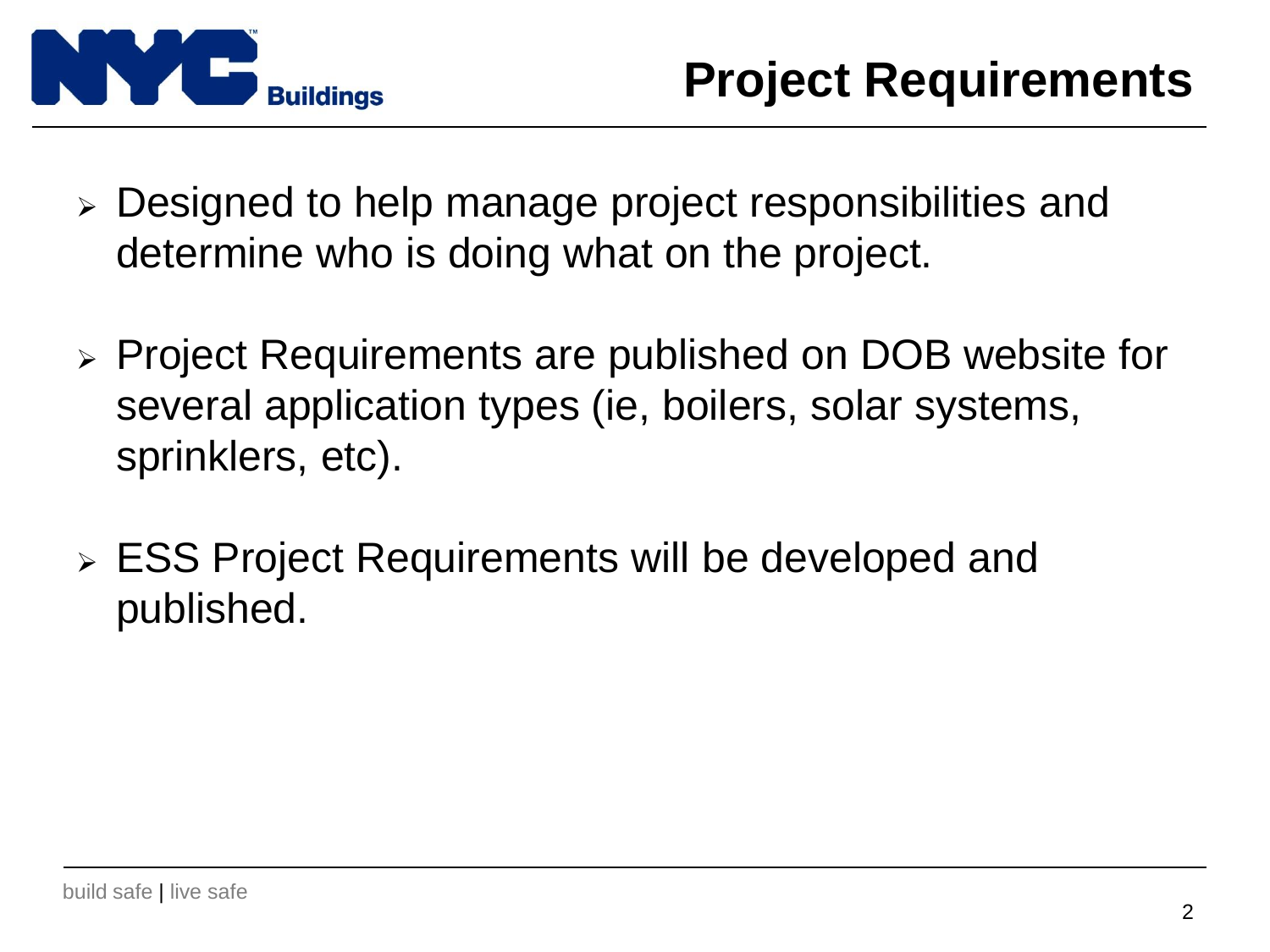# Project Requirements

- Designed to help manage project responsibilities and determine who is doing what on the project.
- Project Requirements are published on DOB website for several application types (ie, boilers, solar systems, sprinklers, etc).
- ESS Project Requirements will be developed and published.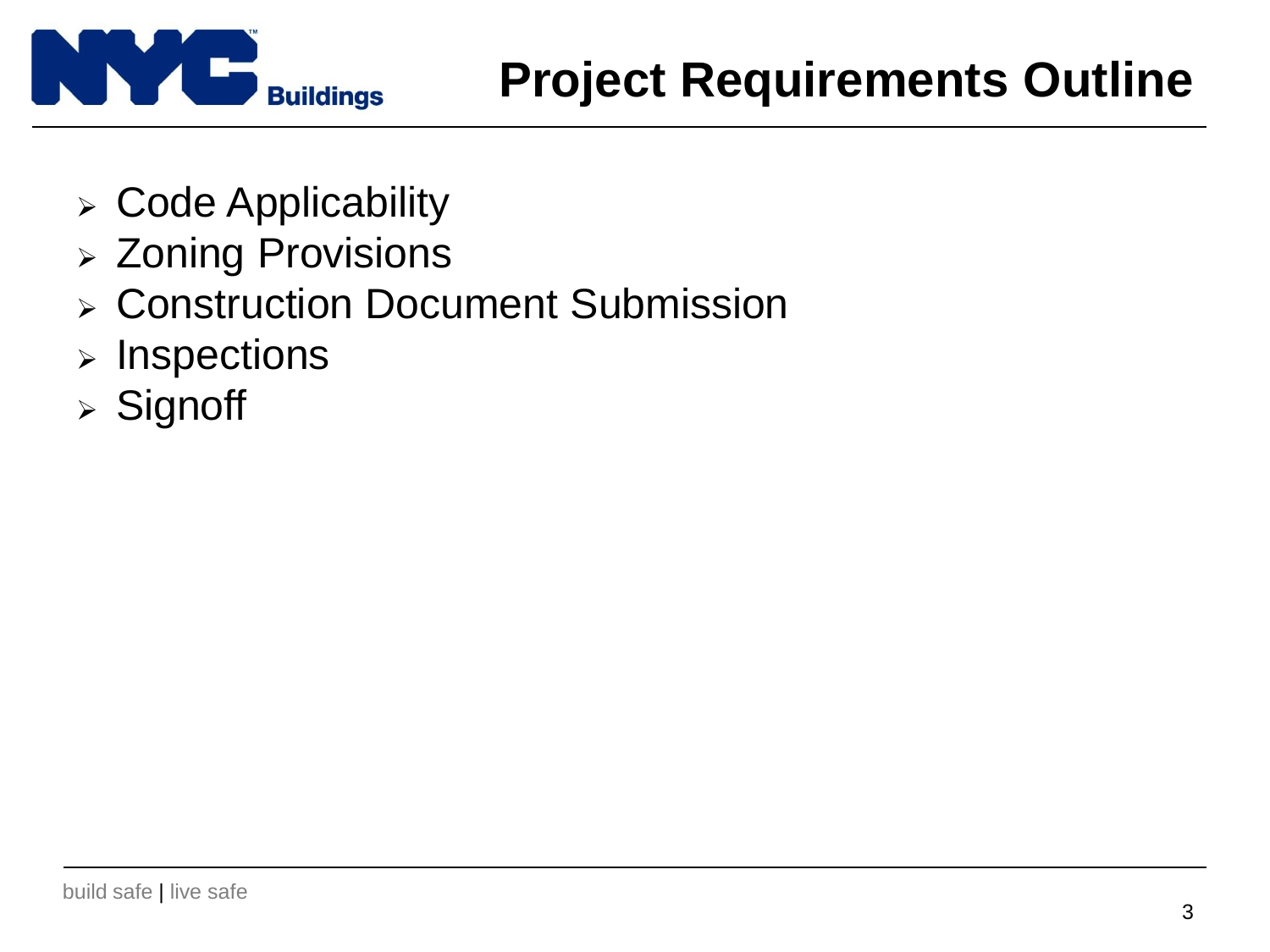# Project Requirements Outline

- Code Applicability
- Zoning Provisions
- Construction Document Submission
- Inspections
- Signoff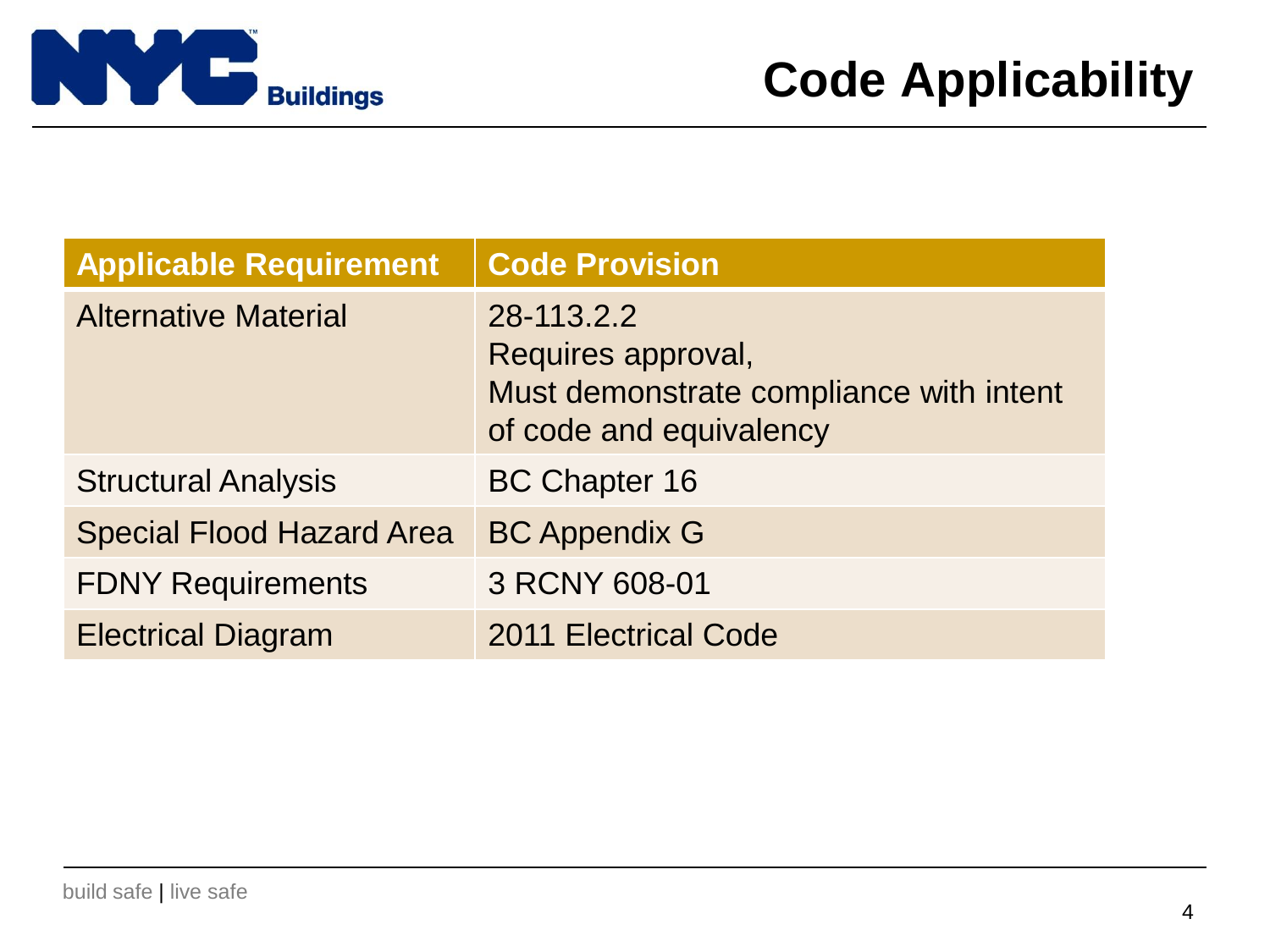# Code Applicability

| Applicable Requirement | Code Provision |
| --- | --- |
| Alternative Material | 28-113.2.2<br>Requires approval,<br>Must demonstrate compliance with intent of code and equivalency |
| Structural Analysis | BC Chapter 16 |
| Special Flood Hazard Area | BC Appendix G |
| FDNY Requirements | 3 RCNY 608-01 |
| Electrical Diagram | 2011 Electrical Code |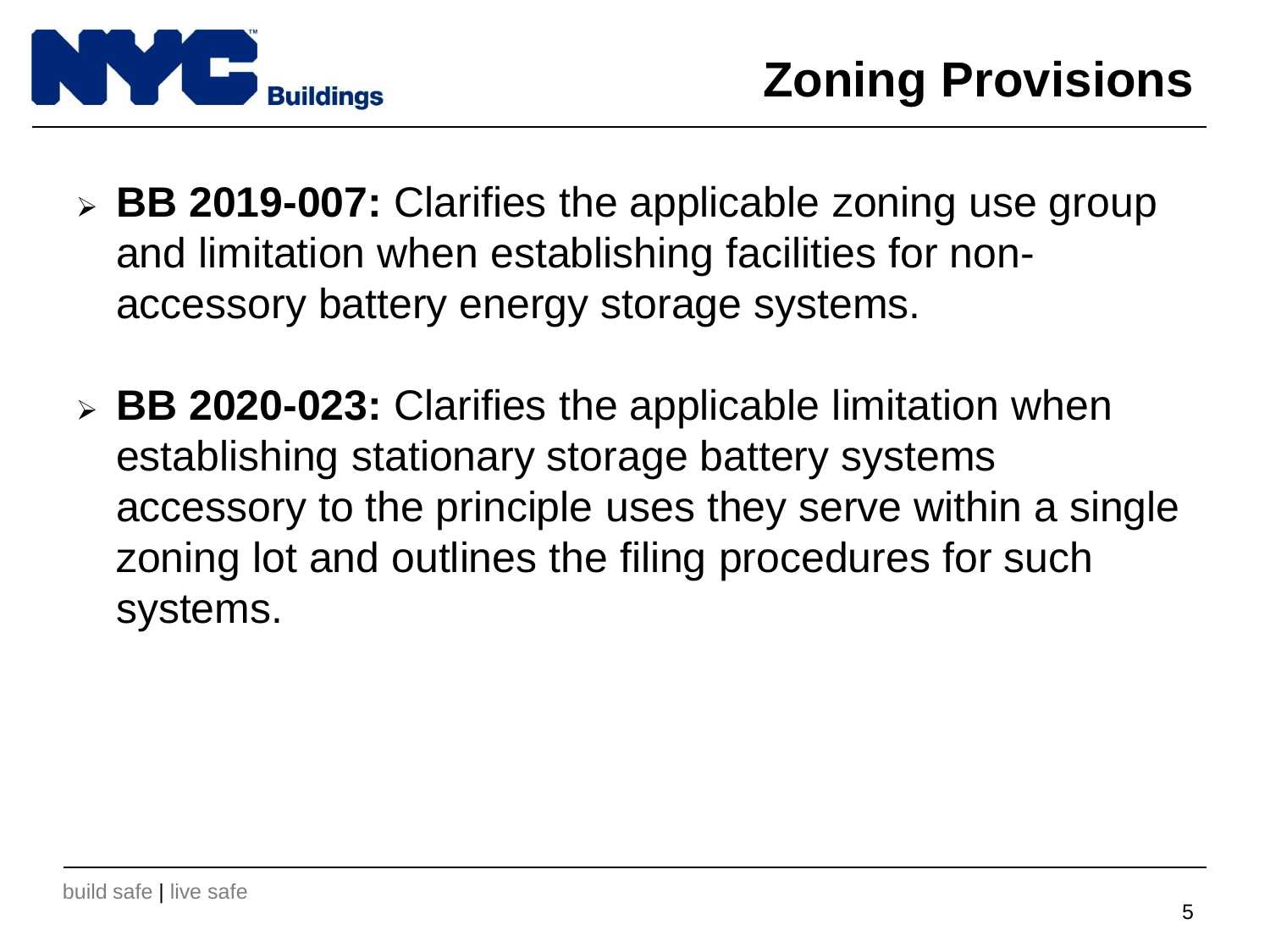# Zoning Provisions

- **BB 2019-007:** Clarifies the applicable zoning use group and limitation when establishing facilities for non-accessory battery energy storage systems.

- **BB 2020-023:** Clarifies the applicable limitation when establishing stationary storage battery systems accessory to the principle uses they serve within a single zoning lot and outlines the filing procedures for such systems.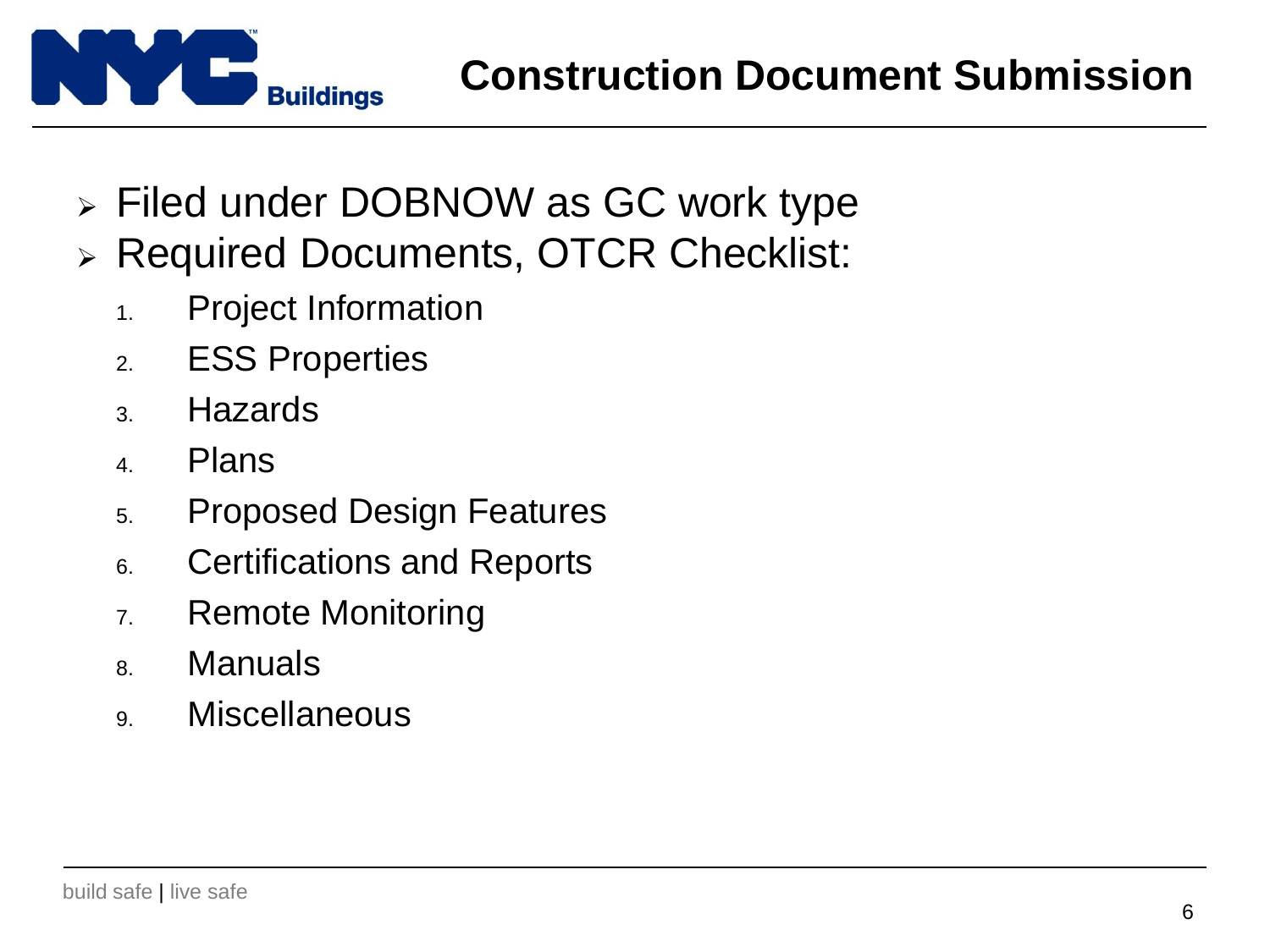# Construction Document Submission

- Filed under DOBNOW as GC work type
- Required Documents, OTCR Checklist:
  1. Project Information
  2. ESS Properties
  3. Hazards
  4. Plans
  5. Proposed Design Features
  6. Certifications and Reports
  7. Remote Monitoring
  8. Manuals
  9. Miscellaneous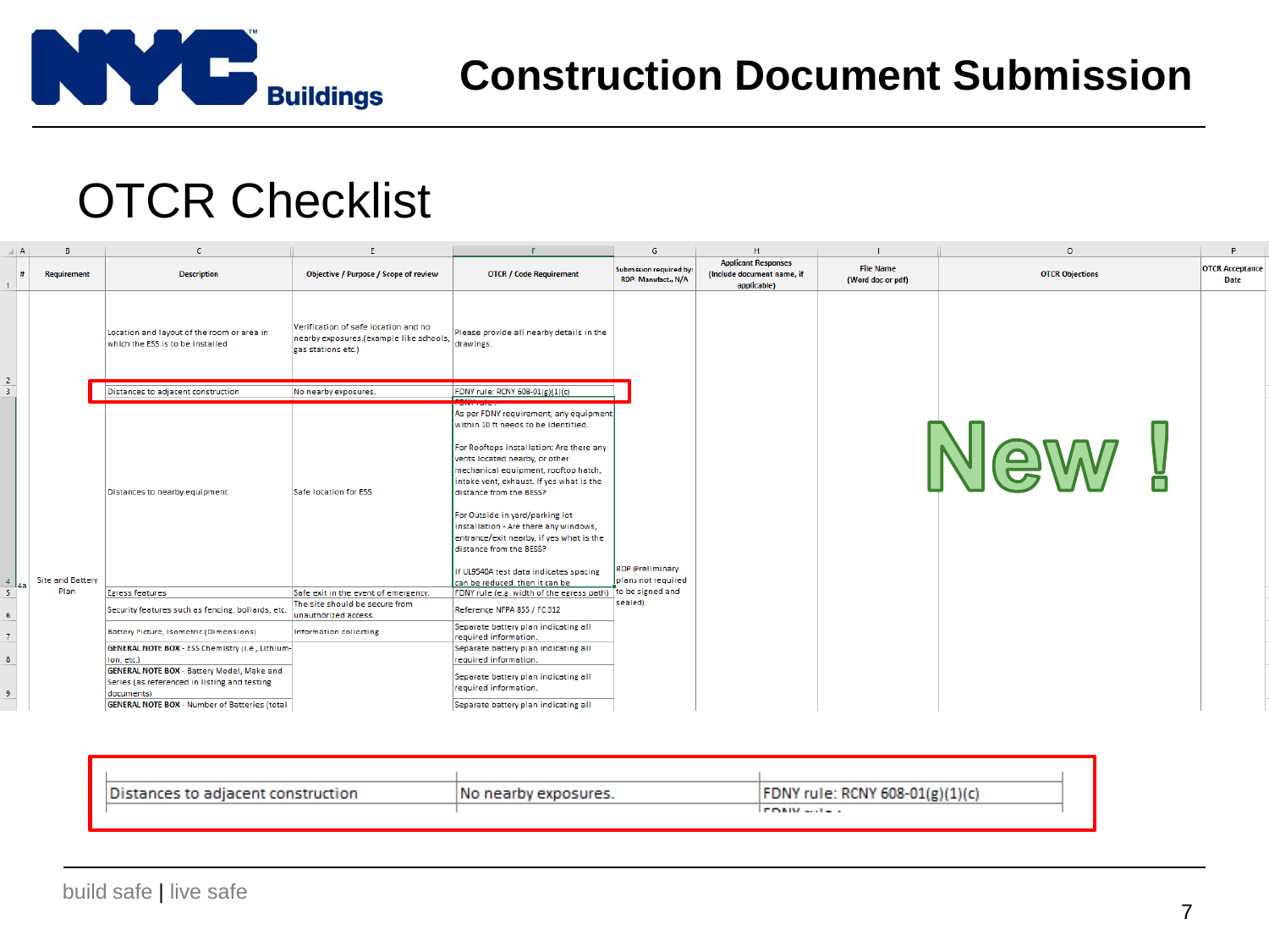# Construction Document Submission

## OTCR Checklist

| # | Requirement | Description | Objective / Purpose / Scope of review | OTCR / Code Requirement | Submission required by: RDP, Manufact., N/A | Applicant Responses (Include document name, if applicable) | File Name (Word doc or pdf) | OTCR Objections | OTCR Acceptance Date |
|---|---|---|---|---|---|---|---|---|---|
| 4a | Site and Battery Plan | Location and layout of the room or area in which the ESS is to be installed | Verification of safe location and no nearby exposures.(example like schools, gas stations etc.) | Please provide all nearby details in the drawings. | RDP (Preliminary plans not required to be signed and sealed) | | | | |
| | | Distances to adjacent construction | No nearby exposures. | FDNY rule: RCNY 608-01(g)(1)(c) | | | | | |
| | | Distances to nearby equipment | Safe location for ESS | FDNY rule: As per FDNY requirement, any equipment within 10 ft needs to be identified. For Rooftops installation: Are there any vents located nearby, or other mechanical equipment, rooftop hatch, intake vent, exhaust. If yes what is the distance from the BESS? For Outside in yard/parking lot installation - Are there any windows, entrance/exit nearby, if yes what is the distance from the BESS? If UL9540A test data indicates spacing can be reduced, then it can be | | | | | |
| | | Egress features | Safe exit in the event of emergency. | FDNY rule (e.g. width of the egress path) | | | | | |
| | | Security features such as fencing, bollards, etc. | The site should be secure from unauthorized access. | Reference NFPA 855 / FC 312 | | | | | |
| | | Battery Picture, Isometric (Dimensions) | Information collecting | Separate battery plan indicating all required information. | | | | | |
| | | **GENERAL NOTE BOX** - ESS Chemistry (i.e., Lithium-Ion, etc.) | | Separate battery plan indicating all required information. | | | | | |
| | | **GENERAL NOTE BOX** - Battery Model, Make and Series (as referenced in listing and testing documents) | | Separate battery plan indicating all required information. | | | | | |
| | | **GENERAL NOTE BOX** - Number of Batteries (total | | Separate battery plan indicating all | | | | | |

New !

| Distances to adjacent construction | No nearby exposures. | FDNY rule: RCNY 608-01(g)(1)(c) |
|---|---|---|

build safe | live safe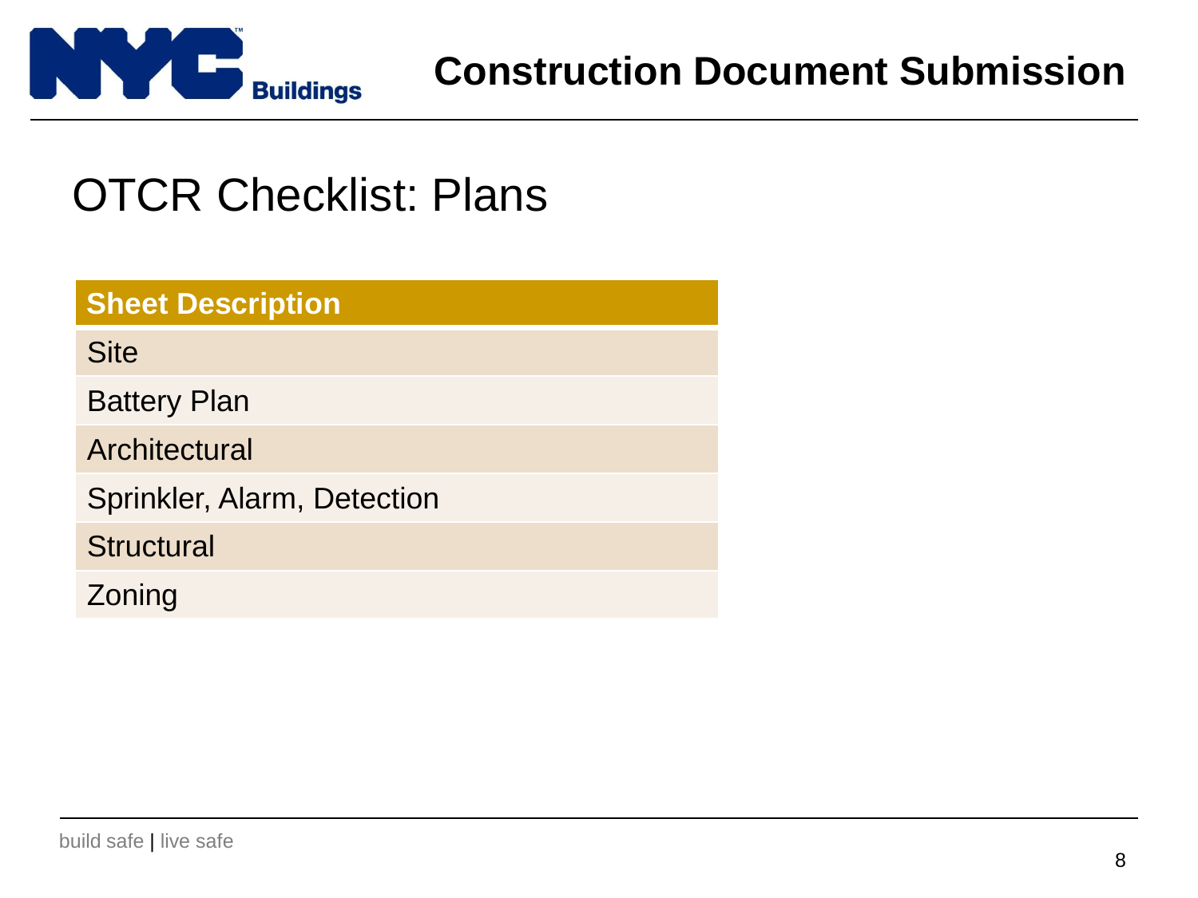# OTCR Checklist: Plans

| Sheet Description |
|---|
| Site |
| Battery Plan |
| Architectural |
| Sprinkler, Alarm, Detection |
| Structural |
| Zoning |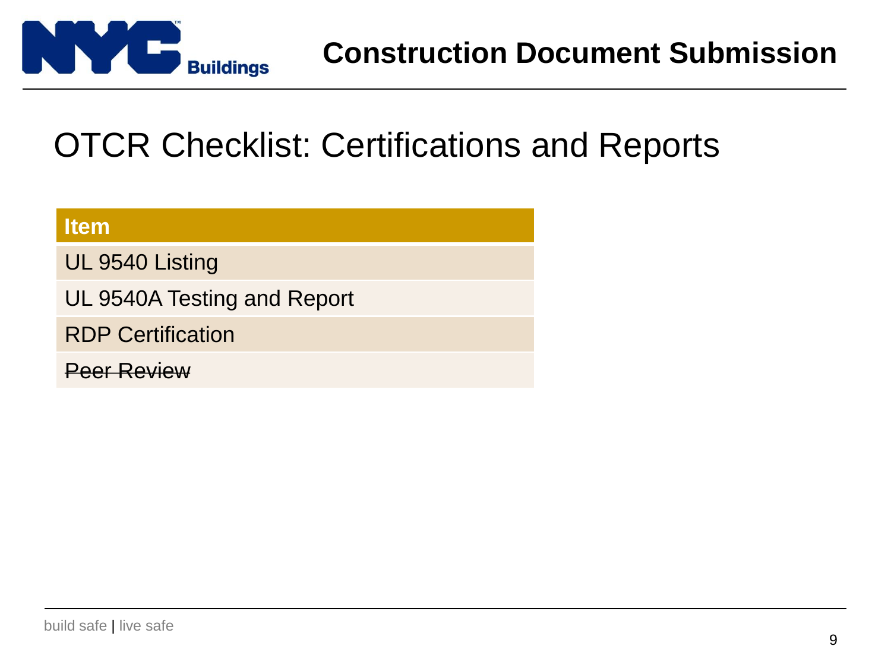# OTCR Checklist: Certifications and Reports

| Item |
| --- |
| UL 9540 Listing |
| UL 9540A Testing and Report |
| RDP Certification |
| ~~Peer Review~~ |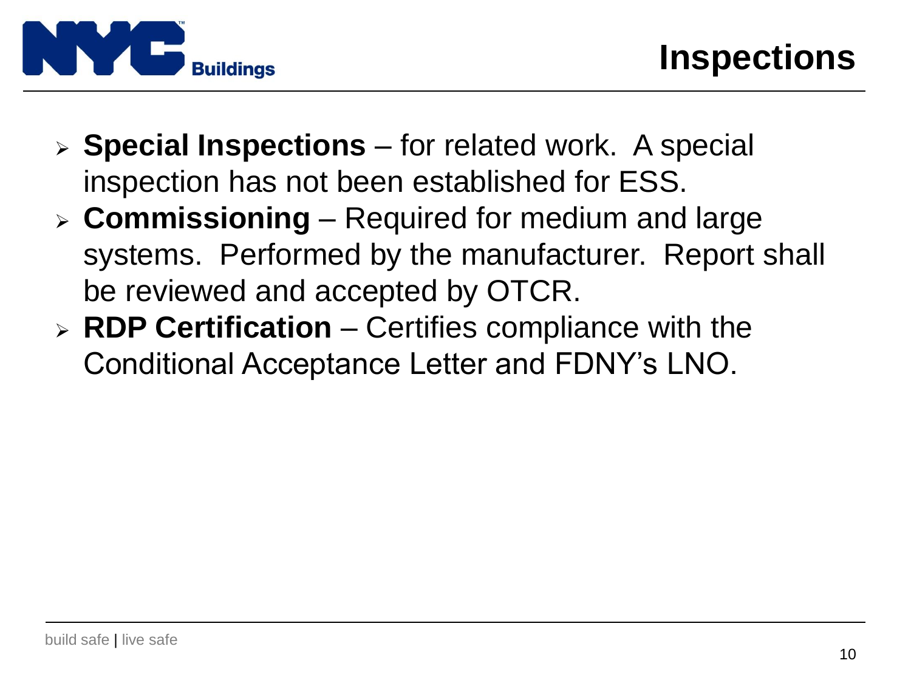# Inspections

- **Special Inspections** – for related work. A special inspection has not been established for ESS.
- **Commissioning** – Required for medium and large systems. Performed by the manufacturer. Report shall be reviewed and accepted by OTCR.
- **RDP Certification** – Certifies compliance with the Conditional Acceptance Letter and FDNY's LNO.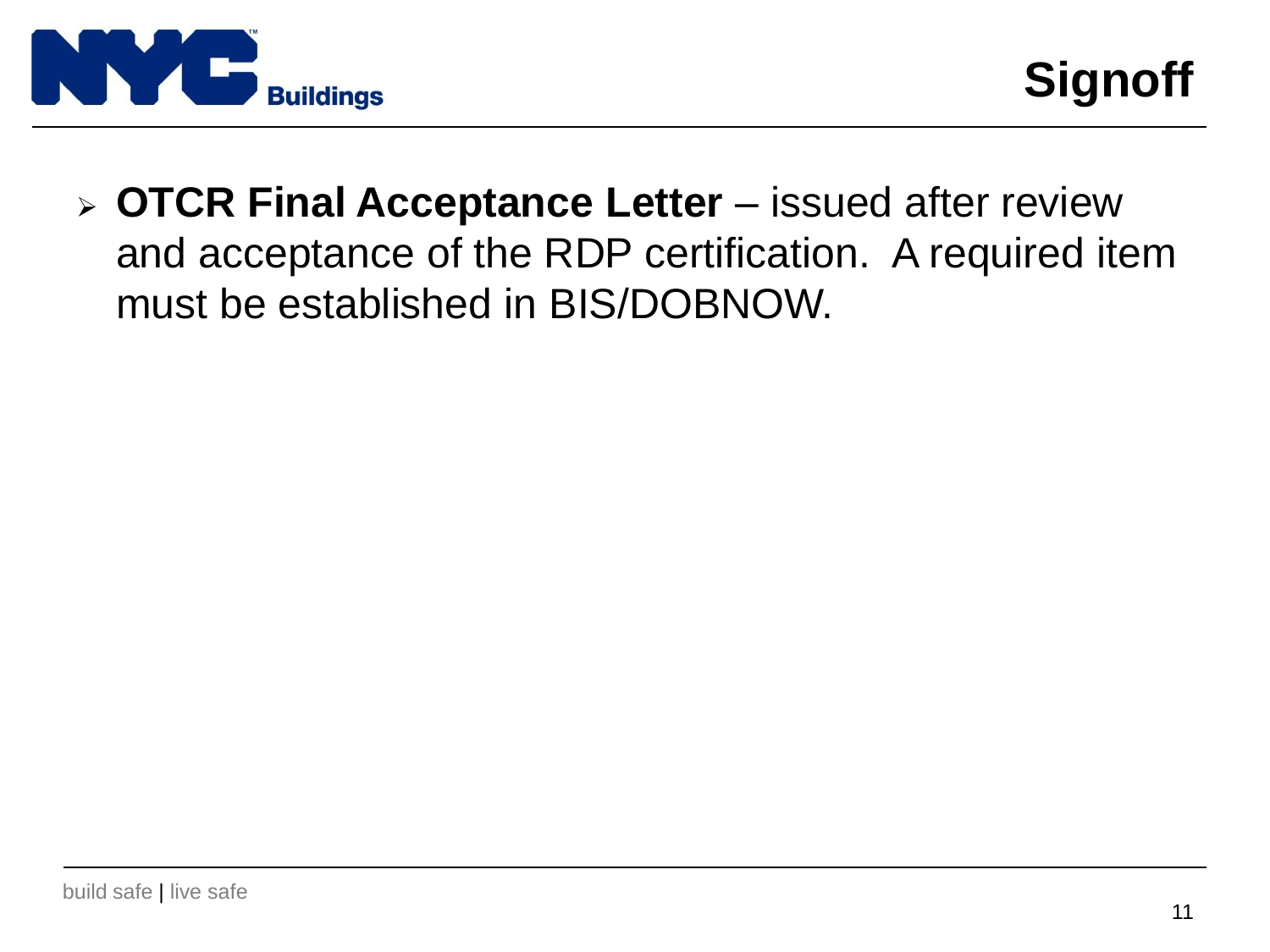# Signoff

- **OTCR Final Acceptance Letter** – issued after review and acceptance of the RDP certification. A required item must be established in BIS/DOBNOW.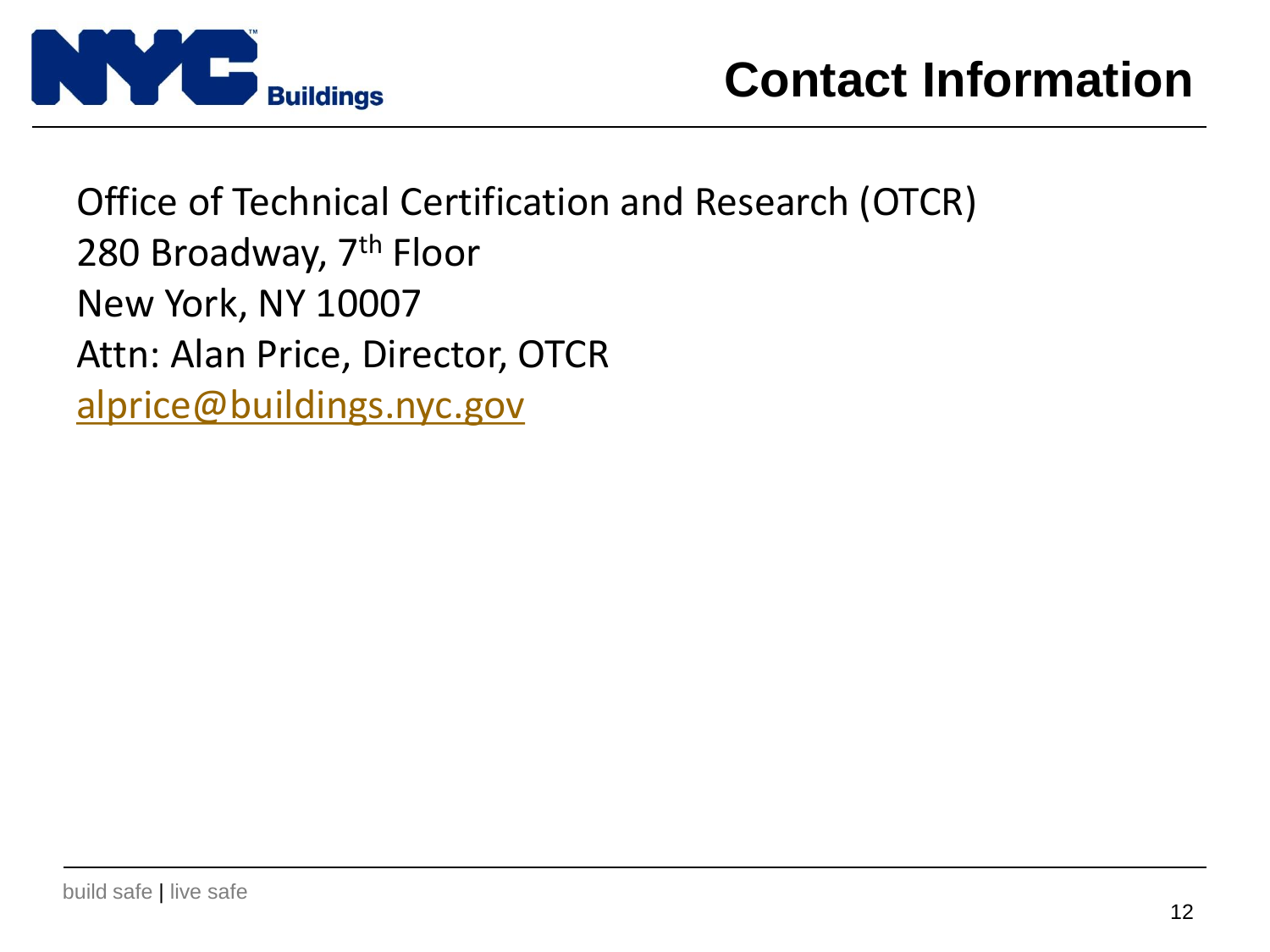# Contact Information

Office of Technical Certification and Research (OTCR)
280 Broadway, 7th Floor
New York, NY 10007
Attn: Alan Price, Director, OTCR
alprice@buildings.nyc.gov